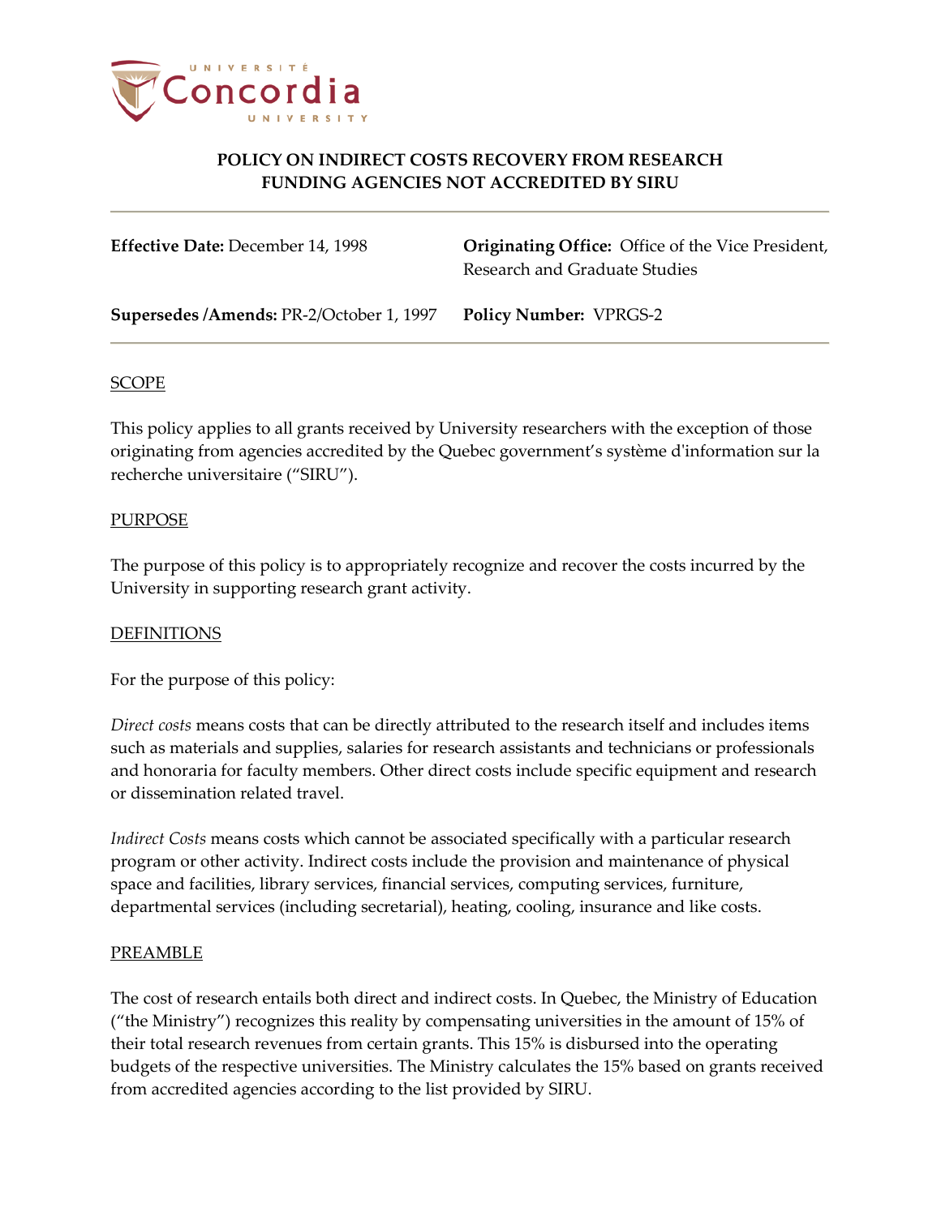# POLICY ON INDIRECT COSTS RECOVERY FROM RESEARCH FUNDING AGENCIES NOT ACCREDITED BY SIRU

| | |
|---|---|
| **Effective Date:** December 14, 1998 | **Originating Office:** Office of the Vice President, Research and Graduate Studies |
| **Supersedes /Amends:** PR-2/October 1, 1997 | **Policy Number:** VPRGS-2 |

## SCOPE

This policy applies to all grants received by University researchers with the exception of those originating from agencies accredited by the Quebec government's système d'information sur la recherche universitaire ("SIRU").

## PURPOSE

The purpose of this policy is to appropriately recognize and recover the costs incurred by the University in supporting research grant activity.

## DEFINITIONS

For the purpose of this policy:

*Direct costs* means costs that can be directly attributed to the research itself and includes items such as materials and supplies, salaries for research assistants and technicians or professionals and honoraria for faculty members. Other direct costs include specific equipment and research or dissemination related travel.

*Indirect Costs* means costs which cannot be associated specifically with a particular research program or other activity. Indirect costs include the provision and maintenance of physical space and facilities, library services, financial services, computing services, furniture, departmental services (including secretarial), heating, cooling, insurance and like costs.

## PREAMBLE

The cost of research entails both direct and indirect costs. In Quebec, the Ministry of Education ("the Ministry") recognizes this reality by compensating universities in the amount of 15% of their total research revenues from certain grants. This 15% is disbursed into the operating budgets of the respective universities. The Ministry calculates the 15% based on grants received from accredited agencies according to the list provided by SIRU.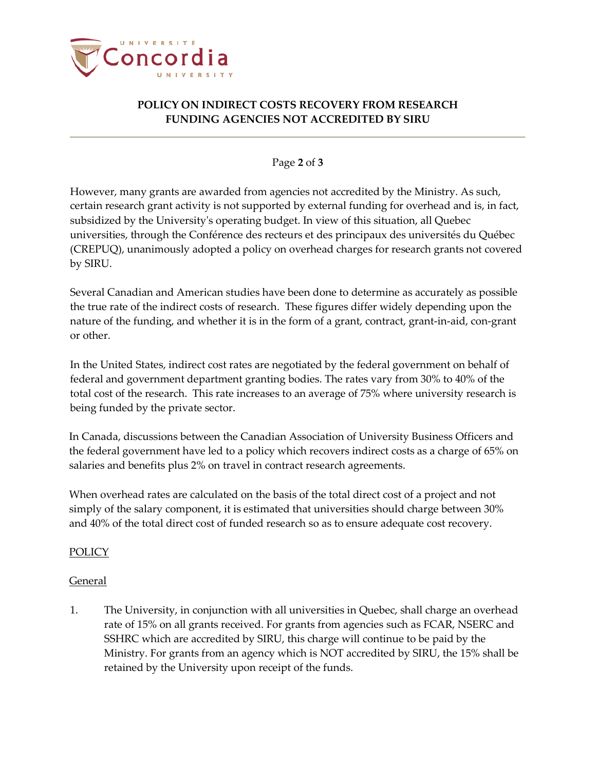However, many grants are awarded from agencies not accredited by the Ministry. As such, certain research grant activity is not supported by external funding for overhead and is, in fact, subsidized by the University's operating budget. In view of this situation, all Quebec universities, through the Conférence des recteurs et des principaux des universités du Québec (CREPUQ), unanimously adopted a policy on overhead charges for research grants not covered by SIRU.

Several Canadian and American studies have been done to determine as accurately as possible the true rate of the indirect costs of research. These figures differ widely depending upon the nature of the funding, and whether it is in the form of a grant, contract, grant-in-aid, con-grant or other.

In the United States, indirect cost rates are negotiated by the federal government on behalf of federal and government department granting bodies. The rates vary from 30% to 40% of the total cost of the research. This rate increases to an average of 75% where university research is being funded by the private sector.

In Canada, discussions between the Canadian Association of University Business Officers and the federal government have led to a policy which recovers indirect costs as a charge of 65% on salaries and benefits plus 2% on travel in contract research agreements.

When overhead rates are calculated on the basis of the total direct cost of a project and not simply of the salary component, it is estimated that universities should charge between 30% and 40% of the total direct cost of funded research so as to ensure adequate cost recovery.

<u>POLICY</u>

<u>General</u>

1. The University, in conjunction with all universities in Quebec, shall charge an overhead rate of 15% on all grants received. For grants from agencies such as FCAR, NSERC and SSHRC which are accredited by SIRU, this charge will continue to be paid by the Ministry. For grants from an agency which is NOT accredited by SIRU, the 15% shall be retained by the University upon receipt of the funds.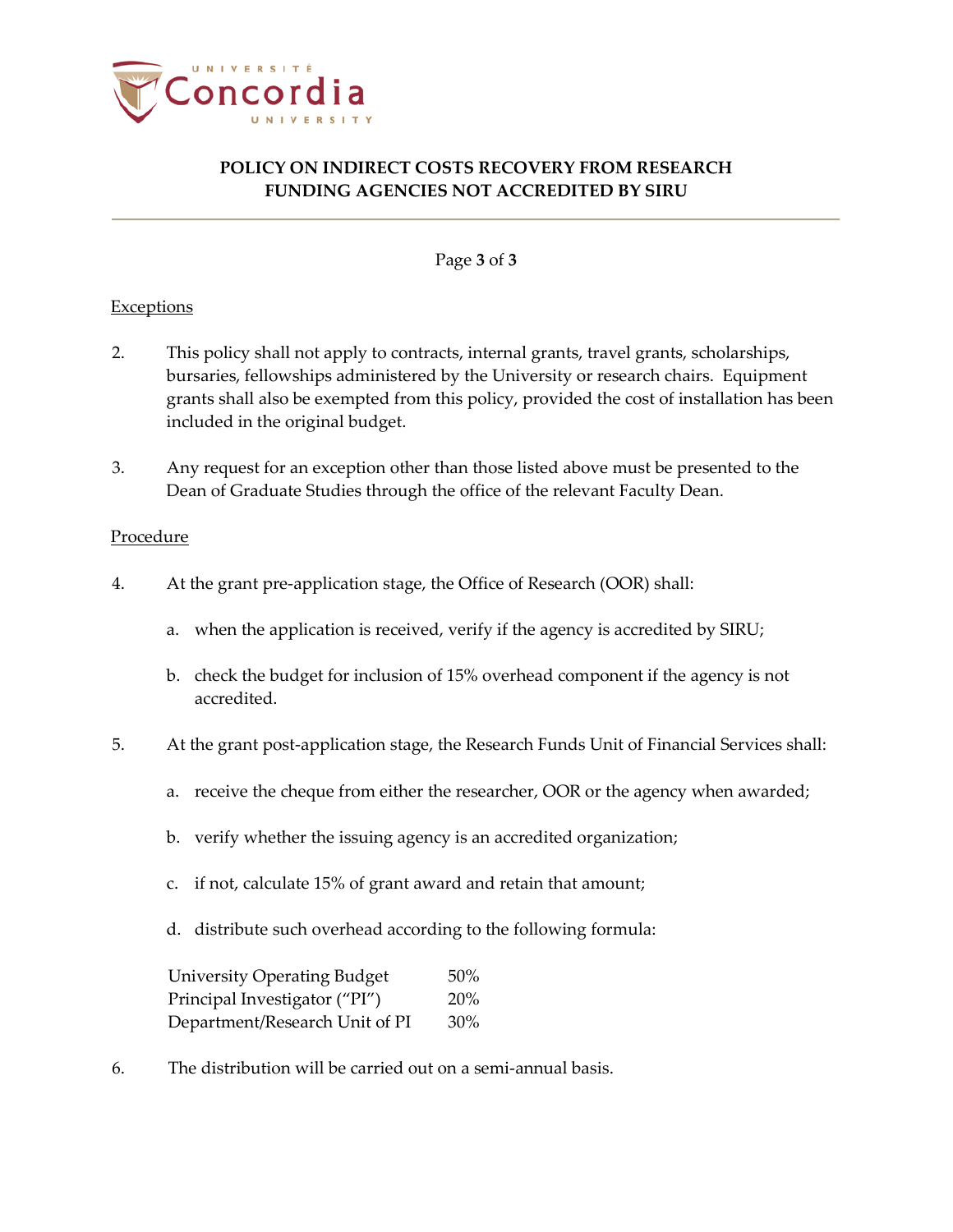## Exceptions

2. This policy shall not apply to contracts, internal grants, travel grants, scholarships, bursaries, fellowships administered by the University or research chairs. Equipment grants shall also be exempted from this policy, provided the cost of installation has been included in the original budget.

3. Any request for an exception other than those listed above must be presented to the Dean of Graduate Studies through the office of the relevant Faculty Dean.

## Procedure

4. At the grant pre-application stage, the Office of Research (OOR) shall:

   a. when the application is received, verify if the agency is accredited by SIRU;

   b. check the budget for inclusion of 15% overhead component if the agency is not accredited.

5. At the grant post-application stage, the Research Funds Unit of Financial Services shall:

   a. receive the cheque from either the researcher, OOR or the agency when awarded;

   b. verify whether the issuing agency is an accredited organization;

   c. if not, calculate 15% of grant award and retain that amount;

   d. distribute such overhead according to the following formula:

| | |
|---|---|
| University Operating Budget | 50% |
| Principal Investigator ("PI") | 20% |
| Department/Research Unit of PI | 30% |

6. The distribution will be carried out on a semi-annual basis.